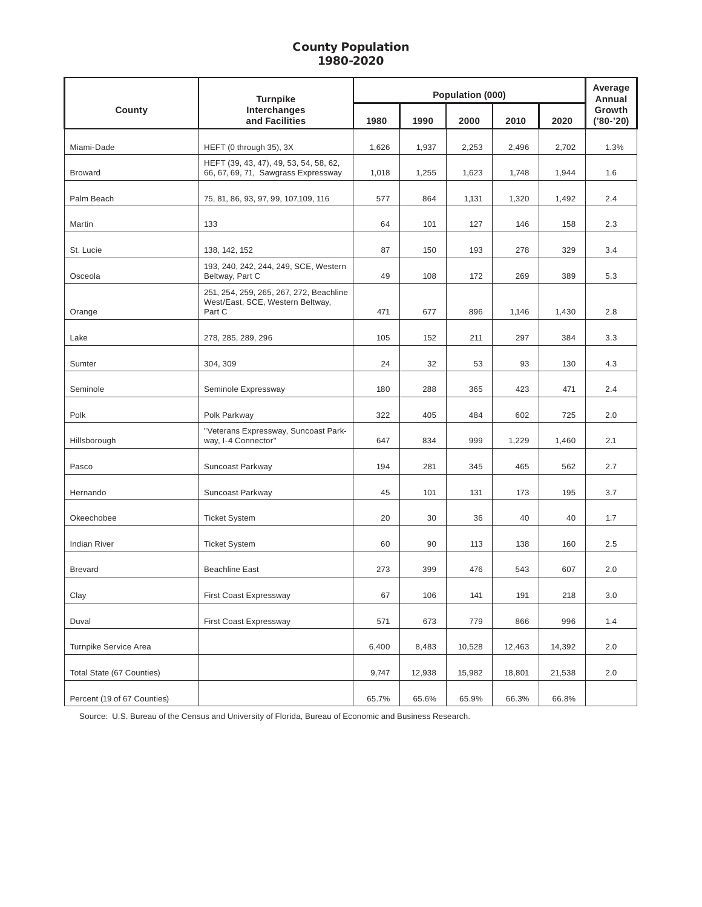# County Population
## 1980-2020

| County | Turnpike Interchanges and Facilities | Population (000) | | | | | Average Annual Growth ('80-'20) |
|---|---|---|---|---|---|---|---|
| | | 1980 | 1990 | 2000 | 2010 | 2020 | |
| Miami-Dade | HEFT (0 through 35), 3X | 1,626 | 1,937 | 2,253 | 2,496 | 2,702 | 1.3% |
| Broward | HEFT (39, 43, 47), 49, 53, 54, 58, 62, 66, 67, 69, 71, Sawgrass Expressway | 1,018 | 1,255 | 1,623 | 1,748 | 1,944 | 1.6 |
| Palm Beach | 75, 81, 86, 93, 97, 99, 107,109, 116 | 577 | 864 | 1,131 | 1,320 | 1,492 | 2.4 |
| Martin | 133 | 64 | 101 | 127 | 146 | 158 | 2.3 |
| St. Lucie | 138, 142, 152 | 87 | 150 | 193 | 278 | 329 | 3.4 |
| Osceola | 193, 240, 242, 244, 249, SCE, Western Beltway, Part C | 49 | 108 | 172 | 269 | 389 | 5.3 |
| Orange | 251, 254, 259, 265, 267, 272, Beachline West/East, SCE, Western Beltway, Part C | 471 | 677 | 896 | 1,146 | 1,430 | 2.8 |
| Lake | 278, 285, 289, 296 | 105 | 152 | 211 | 297 | 384 | 3.3 |
| Sumter | 304, 309 | 24 | 32 | 53 | 93 | 130 | 4.3 |
| Seminole | Seminole Expressway | 180 | 288 | 365 | 423 | 471 | 2.4 |
| Polk | Polk Parkway | 322 | 405 | 484 | 602 | 725 | 2.0 |
| Hillsborough | "Veterans Expressway, Suncoast Parkway, I-4 Connector" | 647 | 834 | 999 | 1,229 | 1,460 | 2.1 |
| Pasco | Suncoast Parkway | 194 | 281 | 345 | 465 | 562 | 2.7 |
| Hernando | Suncoast Parkway | 45 | 101 | 131 | 173 | 195 | 3.7 |
| Okeechobee | Ticket System | 20 | 30 | 36 | 40 | 40 | 1.7 |
| Indian River | Ticket System | 60 | 90 | 113 | 138 | 160 | 2.5 |
| Brevard | Beachline East | 273 | 399 | 476 | 543 | 607 | 2.0 |
| Clay | First Coast Expressway | 67 | 106 | 141 | 191 | 218 | 3.0 |
| Duval | First Coast Expressway | 571 | 673 | 779 | 866 | 996 | 1.4 |
| Turnpike Service Area | | 6,400 | 8,483 | 10,528 | 12,463 | 14,392 | 2.0 |
| Total State (67 Counties) | | 9,747 | 12,938 | 15,982 | 18,801 | 21,538 | 2.0 |
| Percent (19 of 67 Counties) | | 65.7% | 65.6% | 65.9% | 66.3% | 66.8% | |

Source: U.S. Bureau of the Census and University of Florida, Bureau of Economic and Business Research.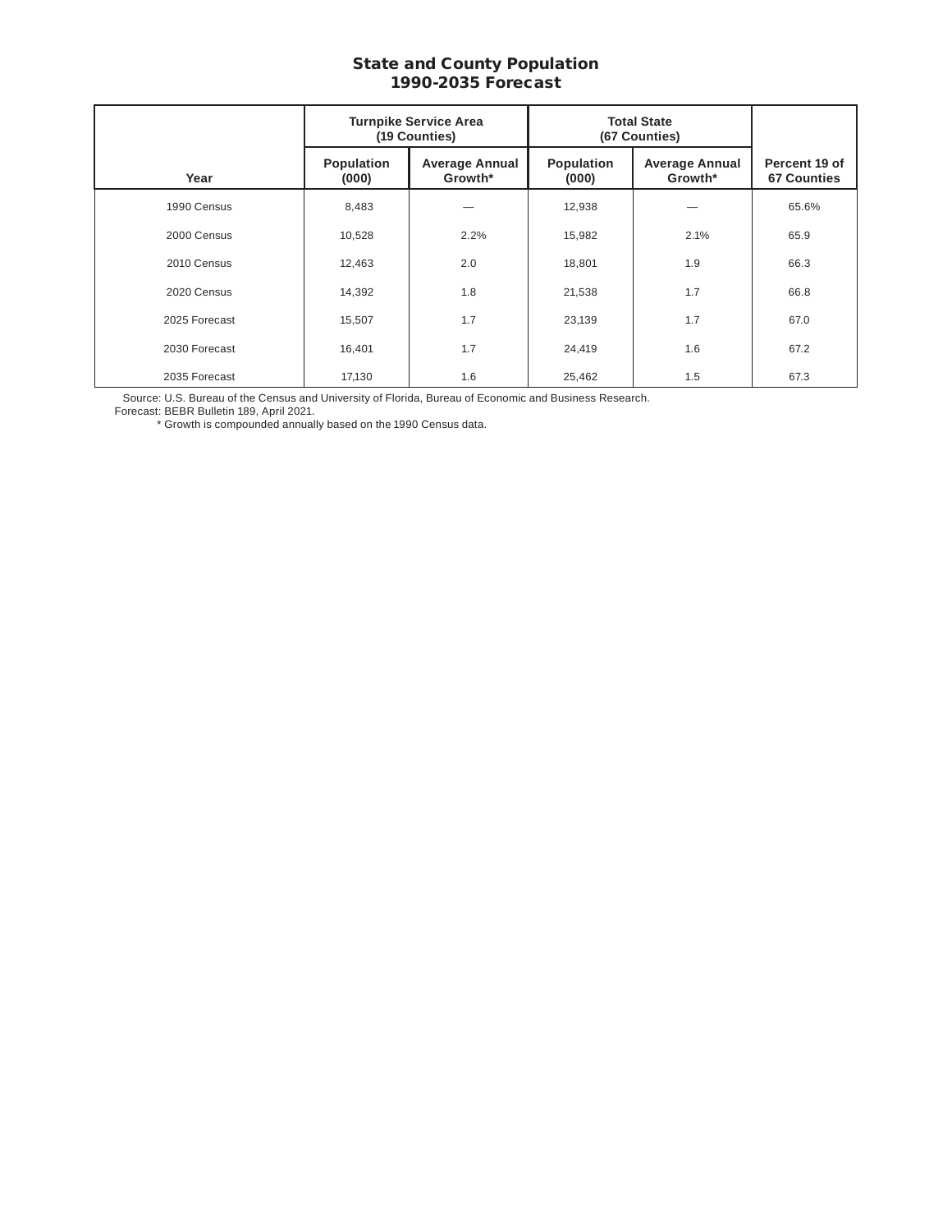# State and County Population
## 1990-2035 Forecast

| Year | Turnpike Service Area (19 Counties) | | Total State (67 Counties) | | |
|---|---|---|---|---|---|
| | Population (000) | Average Annual Growth* | Population (000) | Average Annual Growth* | Percent 19 of 67 Counties |
| 1990 Census | 8,483 | — | 12,938 | — | 65.6% |
| 2000 Census | 10,528 | 2.2% | 15,982 | 2.1% | 65.9 |
| 2010 Census | 12,463 | 2.0 | 18,801 | 1.9 | 66.3 |
| 2020 Census | 14,392 | 1.8 | 21,538 | 1.7 | 66.8 |
| 2025 Forecast | 15,507 | 1.7 | 23,139 | 1.7 | 67.0 |
| 2030 Forecast | 16,401 | 1.7 | 24,419 | 1.6 | 67.2 |
| 2035 Forecast | 17,130 | 1.6 | 25,462 | 1.5 | 67.3 |

Source: U.S. Bureau of the Census and University of Florida, Bureau of Economic and Business Research.
Forecast: BEBR Bulletin 189, April 2021.
* Growth is compounded annually based on the 1990 Census data.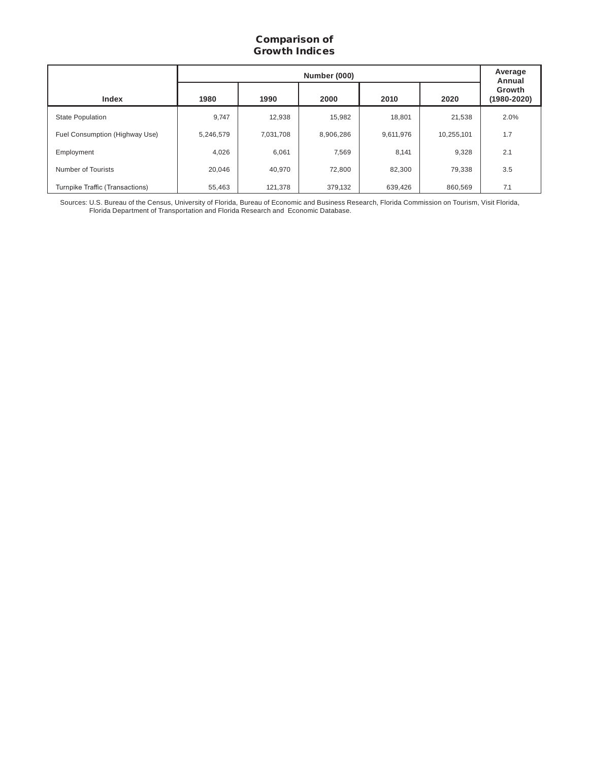# Comparison of Growth Indices

| Index | Number (000) | | | | | Average Annual Growth (1980-2020) |
|---|---|---|---|---|---|---|
| | 1980 | 1990 | 2000 | 2010 | 2020 | |
| State Population | 9,747 | 12,938 | 15,982 | 18,801 | 21,538 | 2.0% |
| Fuel Consumption (Highway Use) | 5,246,579 | 7,031,708 | 8,906,286 | 9,611,976 | 10,255,101 | 1.7 |
| Employment | 4,026 | 6,061 | 7,569 | 8,141 | 9,328 | 2.1 |
| Number of Tourists | 20,046 | 40,970 | 72,800 | 82,300 | 79,338 | 3.5 |
| Turnpike Traffic (Transactions) | 55,463 | 121,378 | 379,132 | 639,426 | 860,569 | 7.1 |

Sources: U.S. Bureau of the Census, University of Florida, Bureau of Economic and Business Research, Florida Commission on Tourism, Visit Florida, Florida Department of Transportation and Florida Research and Economic Database.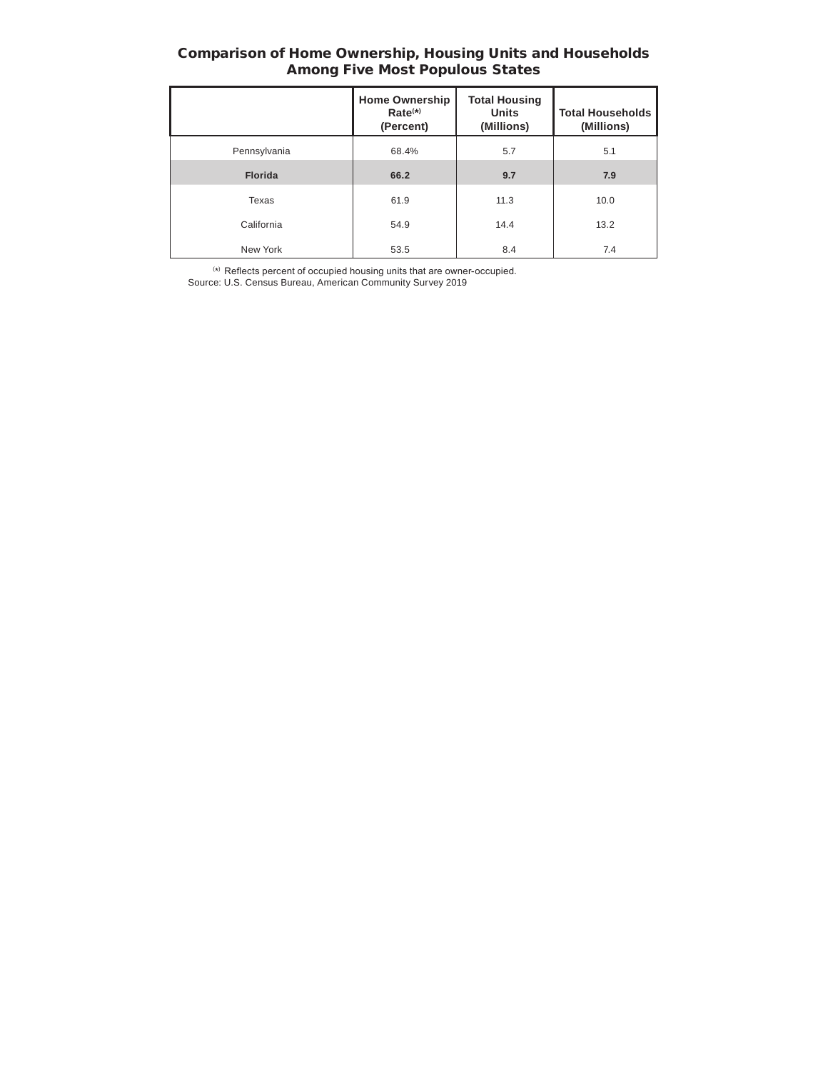## Comparison of Home Ownership, Housing Units and Households Among Five Most Populous States

| | Home Ownership Rate(*) (Percent) | Total Housing Units (Millions) | Total Households (Millions) |
|---|---|---|---|
| Pennsylvania | 68.4% | 5.7 | 5.1 |
| **Florida** | **66.2** | **9.7** | **7.9** |
| Texas | 61.9 | 11.3 | 10.0 |
| California | 54.9 | 14.4 | 13.2 |
| New York | 53.5 | 8.4 | 7.4 |

(*) Reflects percent of occupied housing units that are owner-occupied.
Source: U.S. Census Bureau, American Community Survey 2019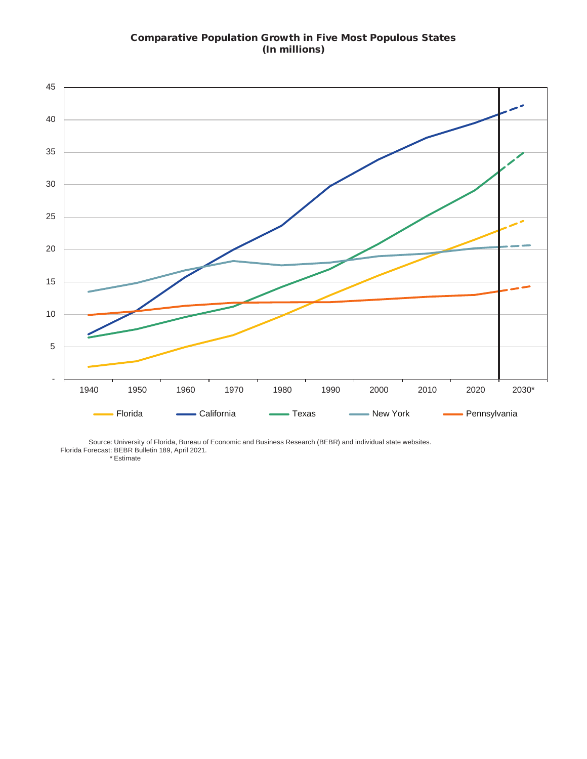**Comparative Population Growth in Five Most Populous States**
**(In millions)**

Source: University of Florida, Bureau of Economic and Business Research (BEBR) and individual state websites.
Florida Forecast: BEBR Bulletin 189, April 2021.
* Estimate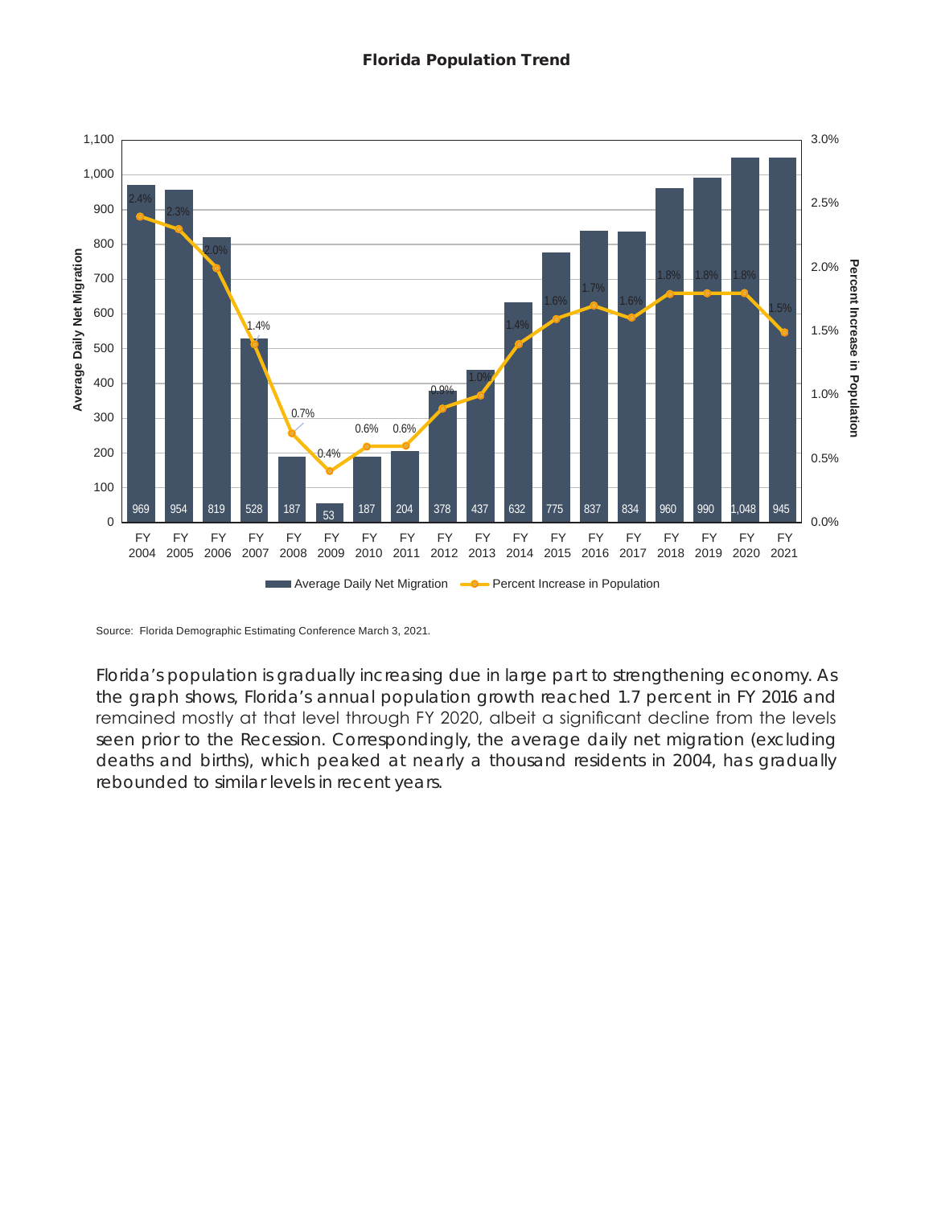**Florida Population Trend**

| Fiscal Year | Average Daily Net Migration | Percent Increase in Population |
|---|---|---|
| FY 2004 | 969 | 2.4% |
| FY 2005 | 954 | 2.3% |
| FY 2006 | 819 | 2.0% |
| FY 2007 | 528 | 1.4% |
| FY 2008 | 187 | 0.7% |
| FY 2009 | 53 | 0.4% |
| FY 2010 | 187 | 0.6% |
| FY 2011 | 204 | 0.6% |
| FY 2012 | 378 | 0.9% |
| FY 2013 | 437 | 1.0% |
| FY 2014 | 632 | 1.4% |
| FY 2015 | 775 | 1.6% |
| FY 2016 | 837 | 1.7% |
| FY 2017 | 834 | 1.6% |
| FY 2018 | 960 | 1.8% |
| FY 2019 | 990 | 1.8% |
| FY 2020 | 1,048 | 1.8% |
| FY 2021 | 945 | 1.5% |

Source: Florida Demographic Estimating Conference March 3, 2021.

Florida's population is gradually increasing due in large part to strengthening economy. As the graph shows, Florida's annual population growth reached 1.7 percent in FY 2016 and remained mostly at that level through FY 2020, albeit a significant decline from the levels seen prior to the Recession. Correspondingly, the average daily net migration (excluding deaths and births), which peaked at nearly a thousand residents in 2004, has gradually rebounded to similar levels in recent years.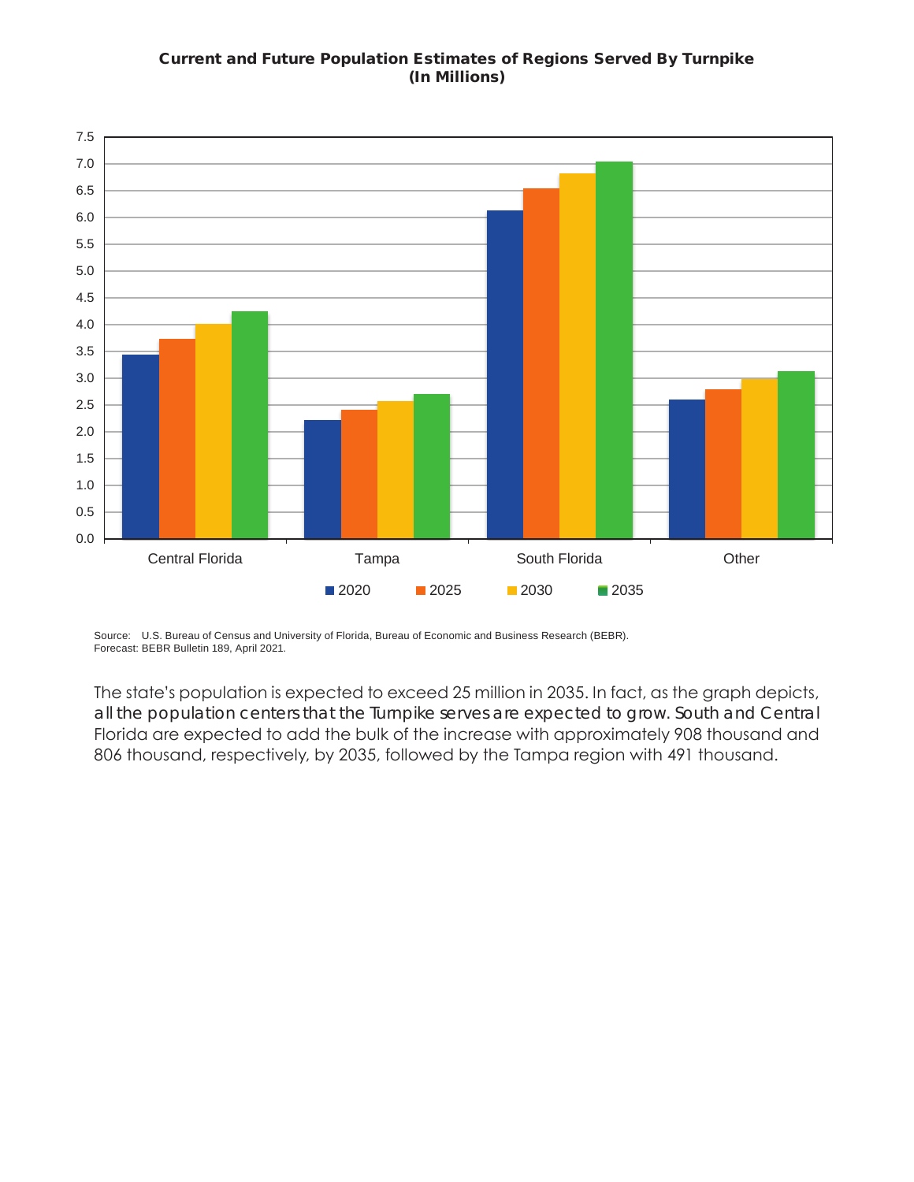**Current and Future Population Estimates of Regions Served By Turnpike**
**(In Millions)**

Source: U.S. Bureau of Census and University of Florida, Bureau of Economic and Business Research (BEBR).
Forecast: BEBR Bulletin 189, April 2021.

The state's population is expected to exceed 25 million in 2035. In fact, as the graph depicts, all the population centers that the Turnpike serves are expected to grow. South and Central Florida are expected to add the bulk of the increase with approximately 908 thousand and 806 thousand, respectively, by 2035, followed by the Tampa region with 491 thousand.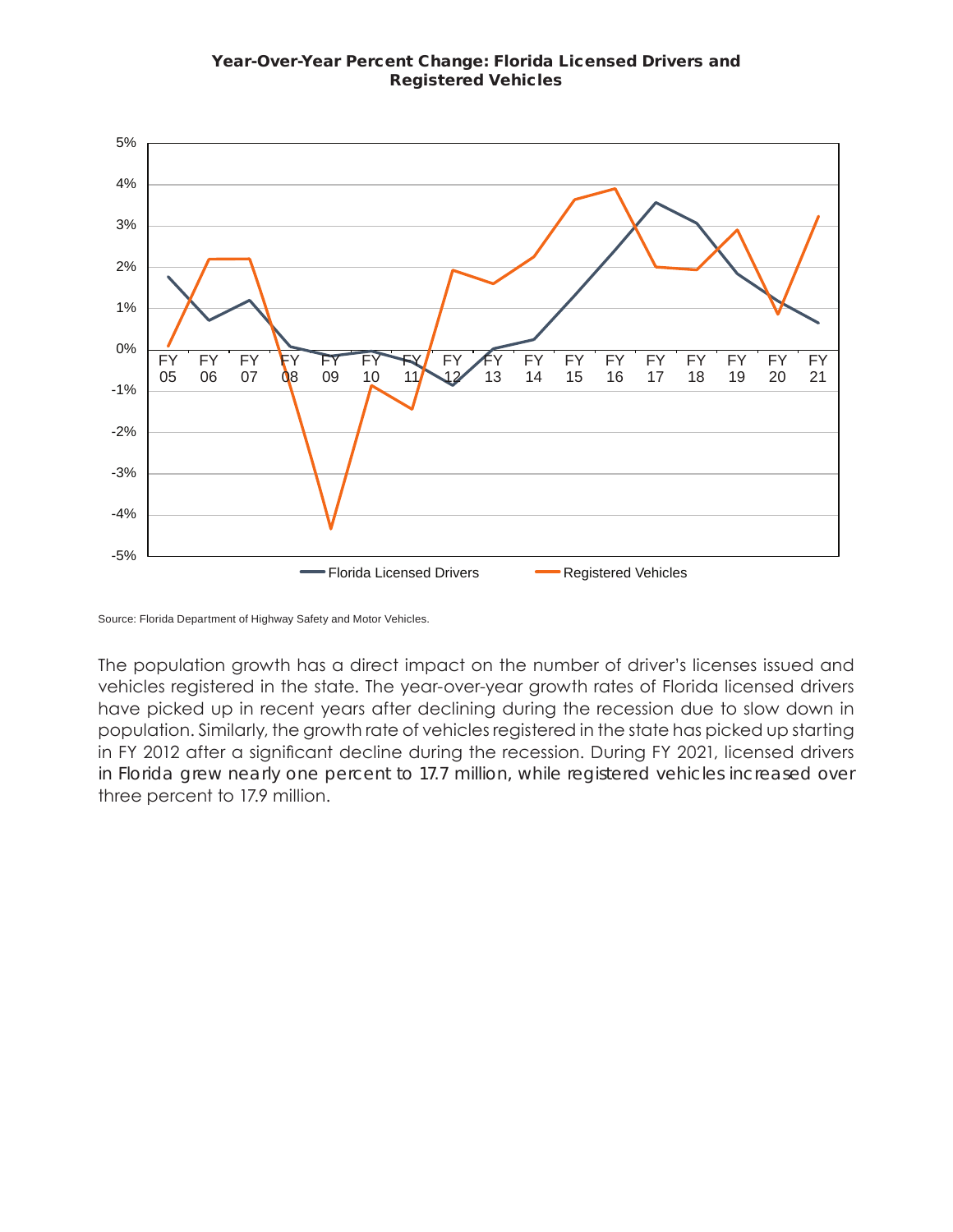**Year-Over-Year Percent Change: Florida Licensed Drivers and Registered Vehicles**

Source: Florida Department of Highway Safety and Motor Vehicles.

The population growth has a direct impact on the number of driver's licenses issued and vehicles registered in the state. The year-over-year growth rates of Florida licensed drivers have picked up in recent years after declining during the recession due to slow down in population. Similarly, the growth rate of vehicles registered in the state has picked up starting in FY 2012 after a significant decline during the recession. During FY 2021, licensed drivers in Florida grew nearly one percent to 17.7 million, while registered vehicles increased over three percent to 17.9 million.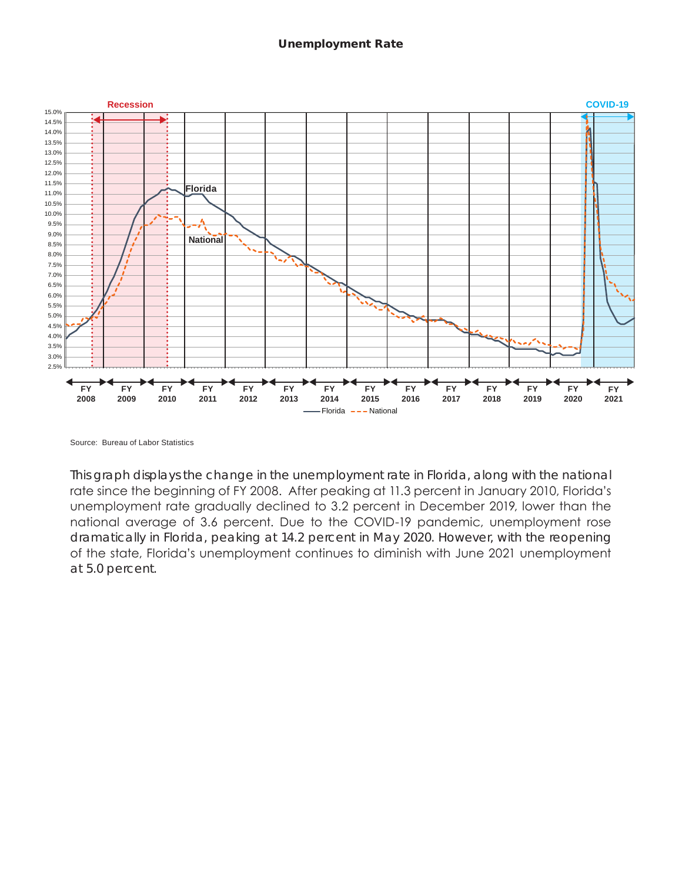## Unemployment Rate

Source: Bureau of Labor Statistics

This graph displays the change in the unemployment rate in Florida, along with the national rate since the beginning of FY 2008. After peaking at 11.3 percent in January 2010, Florida's unemployment rate gradually declined to 3.2 percent in December 2019, lower than the national average of 3.6 percent. Due to the COVID-19 pandemic, unemployment rose dramatically in Florida, peaking at 14.2 percent in May 2020. However, with the reopening of the state, Florida's unemployment continues to diminish with June 2021 unemployment at 5.0 percent.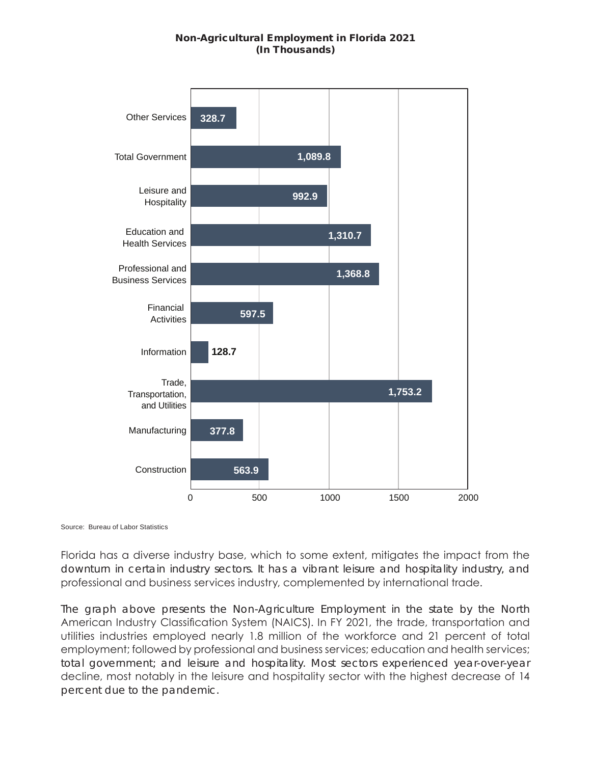**Non-Agricultural Employment in Florida 2021**
**(In Thousands)**

| Sector | Employment |
|---|---|
| Other Services | 328.7 |
| Total Government | 1,089.8 |
| Leisure and Hospitality | 992.9 |
| Education and Health Services | 1,310.7 |
| Professional and Business Services | 1,368.8 |
| Financial Activities | 597.5 |
| Information | 128.7 |
| Trade, Transportation, and Utilities | 1,753.2 |
| Manufacturing | 377.8 |
| Construction | 563.9 |

Source: Bureau of Labor Statistics

Florida has a diverse industry base, which to some extent, mitigates the impact from the downturn in certain industry sectors. It has a vibrant leisure and hospitality industry, and professional and business services industry, complemented by international trade.

The graph above presents the Non-Agriculture Employment in the state by the North American Industry Classification System (NAICS). In FY 2021, the trade, transportation and utilities industries employed nearly 1.8 million of the workforce and 21 percent of total employment; followed by professional and business services; education and health services; total government; and leisure and hospitality. Most sectors experienced year-over-year decline, most notably in the leisure and hospitality sector with the highest decrease of 14 percent due to the pandemic.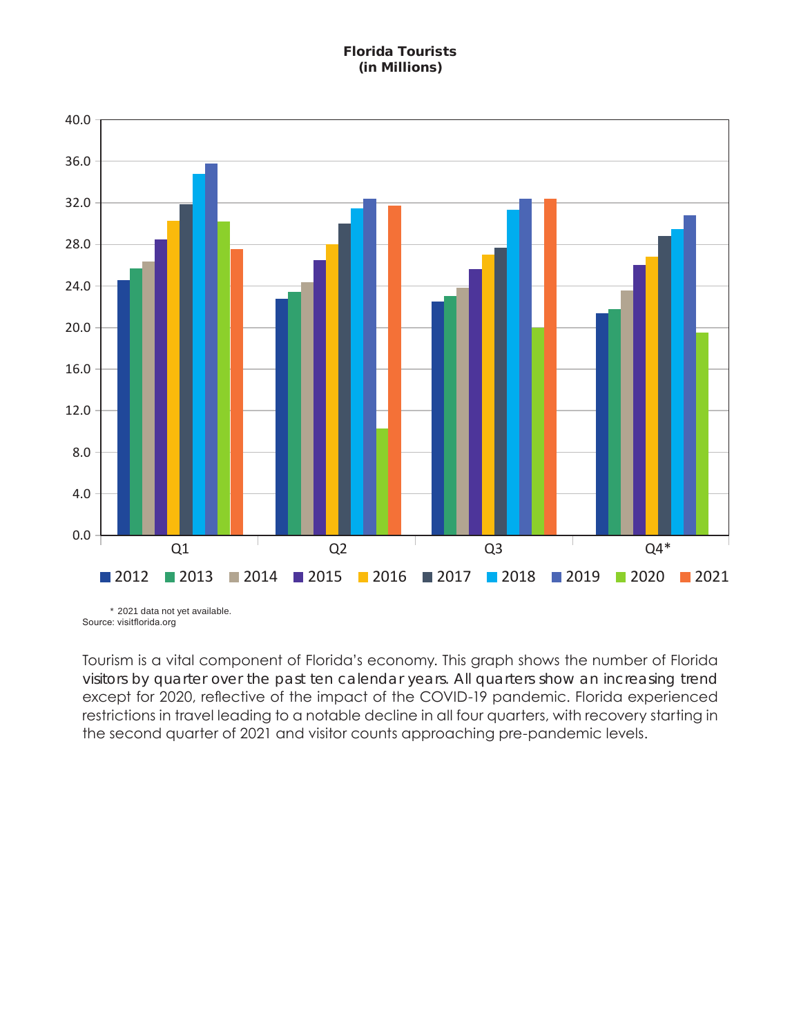**Florida Tourists**
**(in Millions)**

\* 2021 data not yet available.
Source: visitflorida.org

Tourism is a vital component of Florida's economy. This graph shows the number of Florida visitors by quarter over the past ten calendar years. All quarters show an increasing trend except for 2020, reflective of the impact of the COVID-19 pandemic. Florida experienced restrictions in travel leading to a notable decline in all four quarters, with recovery starting in the second quarter of 2021 and visitor counts approaching pre-pandemic levels.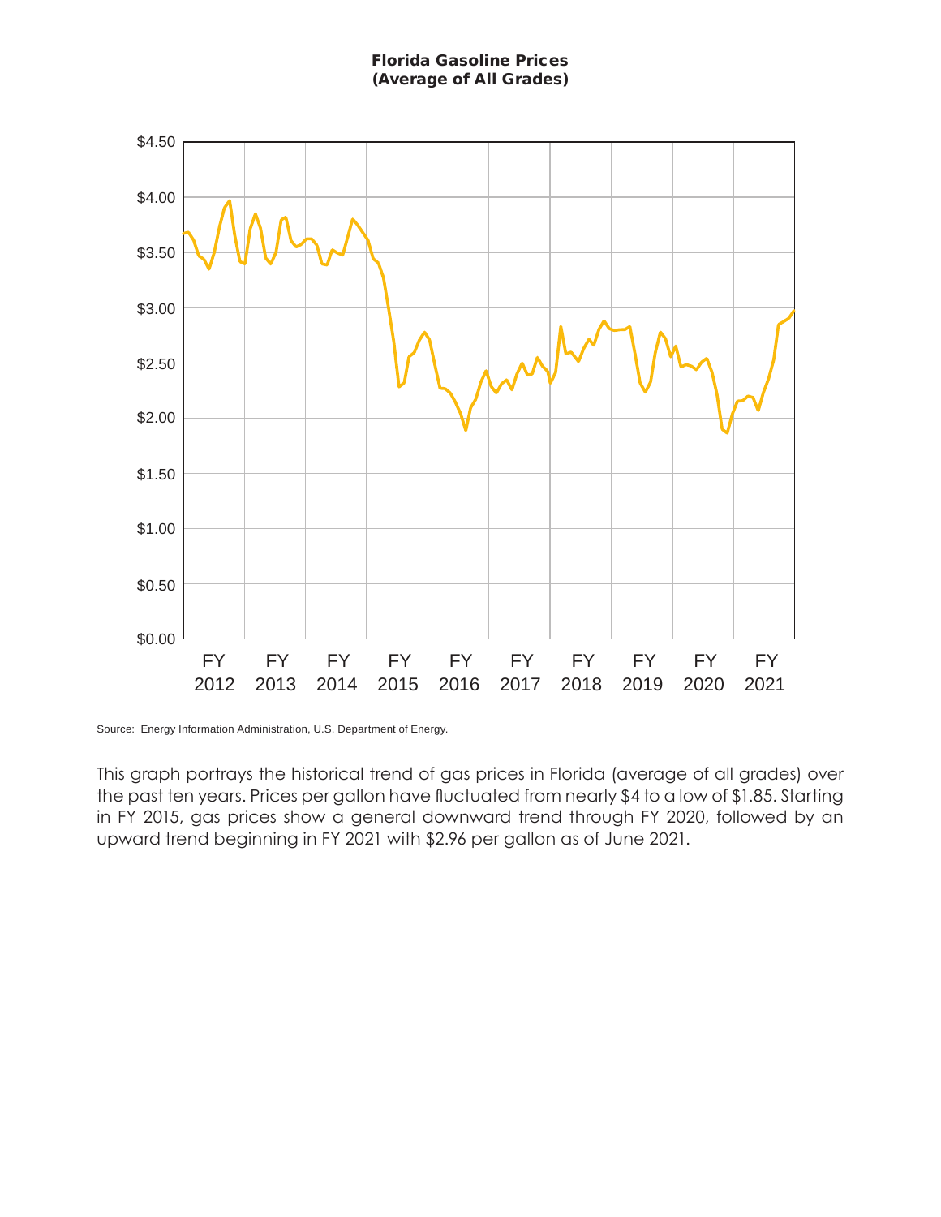**Florida Gasoline Prices**
**(Average of All Grades)**

$4.50
$4.00
$3.50
$3.00
$2.50
$2.00
$1.50
$1.00
$0.50
$0.00

FY 2012 | FY 2013 | FY 2014 | FY 2015 | FY 2016 | FY 2017 | FY 2018 | FY 2019 | FY 2020 | FY 2021

Source: Energy Information Administration, U.S. Department of Energy.

This graph portrays the historical trend of gas prices in Florida (average of all grades) over the past ten years. Prices per gallon have fluctuated from nearly $4 to a low of $1.85. Starting in FY 2015, gas prices show a general downward trend through FY 2020, followed by an upward trend beginning in FY 2021 with $2.96 per gallon as of June 2021.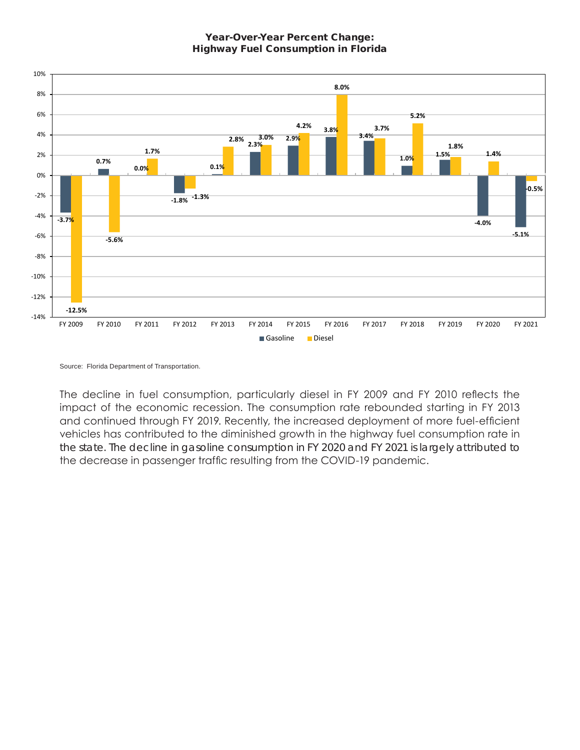**Year-Over-Year Percent Change:**
**Highway Fuel Consumption in Florida**

10%
8%
6%
4%
2%
0%
-2%
-4%
-6%
-8%
-10%
-12%
-14%

FY 2009: -3.7%, -12.5%
FY 2010: 0.7%, -5.6%
FY 2011: 0.0%, 1.7%
FY 2012: -1.8%, -1.3%
FY 2013: 0.1%, 2.8%
FY 2014: 2.3%, 3.0%
FY 2015: 2.9%, 4.2%
FY 2016: 3.8%, 8.0%
FY 2017: 3.4%, 3.7%
FY 2018: 1.0%, 5.2%
FY 2019: 1.5%, 1.8%
FY 2020: -4.0%, 1.4%
FY 2021: -5.1%, -0.5%

Gasoline
Diesel

Source: Florida Department of Transportation.

The decline in fuel consumption, particularly diesel in FY 2009 and FY 2010 reflects the impact of the economic recession. The consumption rate rebounded starting in FY 2013 and continued through FY 2019. Recently, the increased deployment of more fuel-efficient vehicles has contributed to the diminished growth in the highway fuel consumption rate in the state. The decline in gasoline consumption in FY 2020 and FY 2021 is largely attributed to the decrease in passenger traffic resulting from the COVID-19 pandemic.